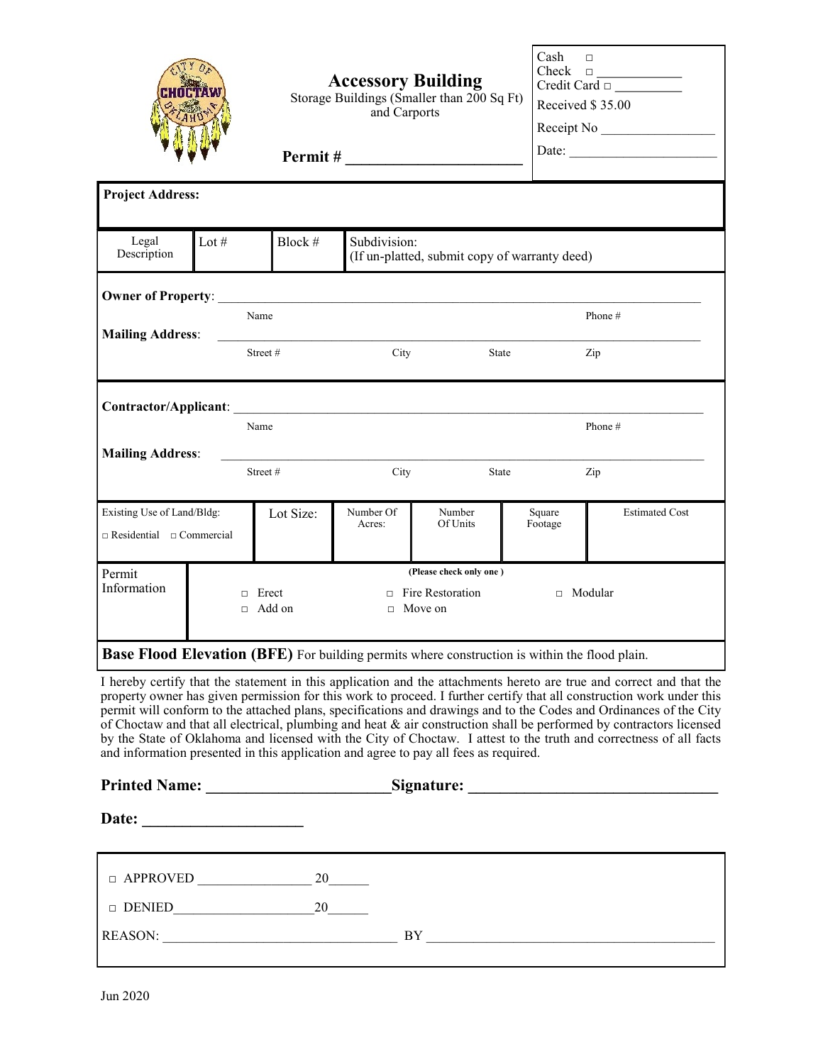# Accessory Building

Storage Buildings (Smaller than 200 Sq Ft) and Carports

**Permit # ______________________**

Cash □
Check □ ____________
Credit Card □ __________
Received $ 35.00
Receipt No ________________
Date: _____________________

**Project Address:**

| Legal Description | Lot # | Block # | Subdivision: (If un-platted, submit copy of warranty deed) |
|---|---|---|---|

**Owner of Property**: ______________________________________________________________

Name Phone #

**Mailing Address**: ______________________________________________________________

Street # City State Zip

**Contractor/Applicant**: ______________________________________________________________

Name Phone #

**Mailing Address**: ______________________________________________________________

Street # City State Zip

| Existing Use of Land/Bldg: □ Residential □ Commercial | Lot Size: | Number Of Acres: | Number Of Units | Square Footage | Estimated Cost |
|---|---|---|---|---|---|

| Permit Information | (Please check only one ) □ Erect □ Add on □ Fire Restoration □ Move on □ Modular |
|---|---|

**Base Flood Elevation (BFE)** For building permits where construction is within the flood plain.

I hereby certify that the statement in this application and the attachments hereto are true and correct and that the property owner has given permission for this work to proceed. I further certify that all construction work under this permit will conform to the attached plans, specifications and drawings and to the Codes and Ordinances of the City of Choctaw and that all electrical, plumbing and heat & air construction shall be performed by contractors licensed by the State of Oklahoma and licensed with the City of Choctaw. I attest to the truth and correctness of all facts and information presented in this application and agree to pay all fees as required.

**Printed Name: ______________________Signature: ______________________________**

**Date: ___________________**

□ APPROVED ________________ 20______

□ DENIED___________________20______

REASON: ________________________________ BY ________________________________________

Jun 2020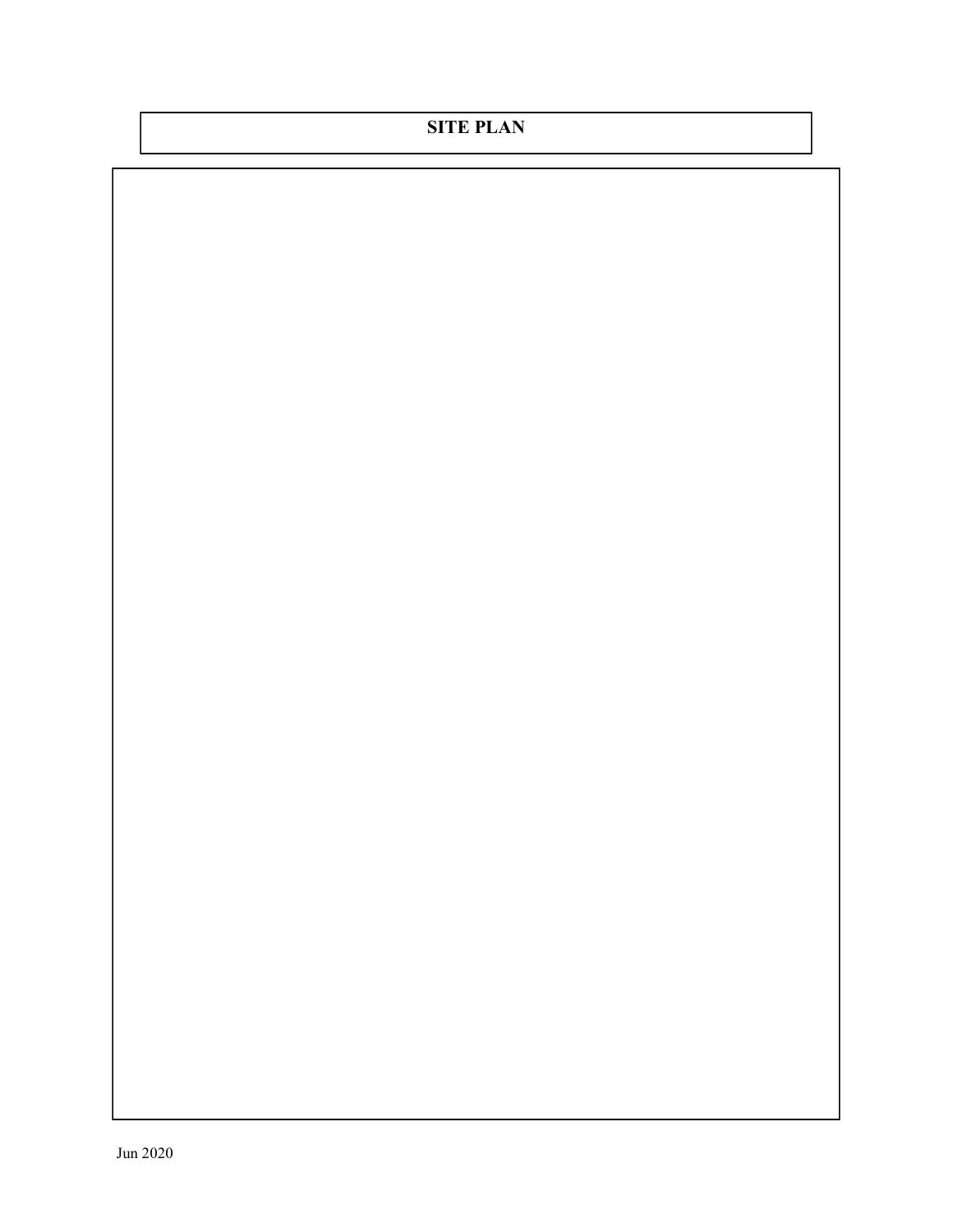# SITE PLAN

Jun 2020